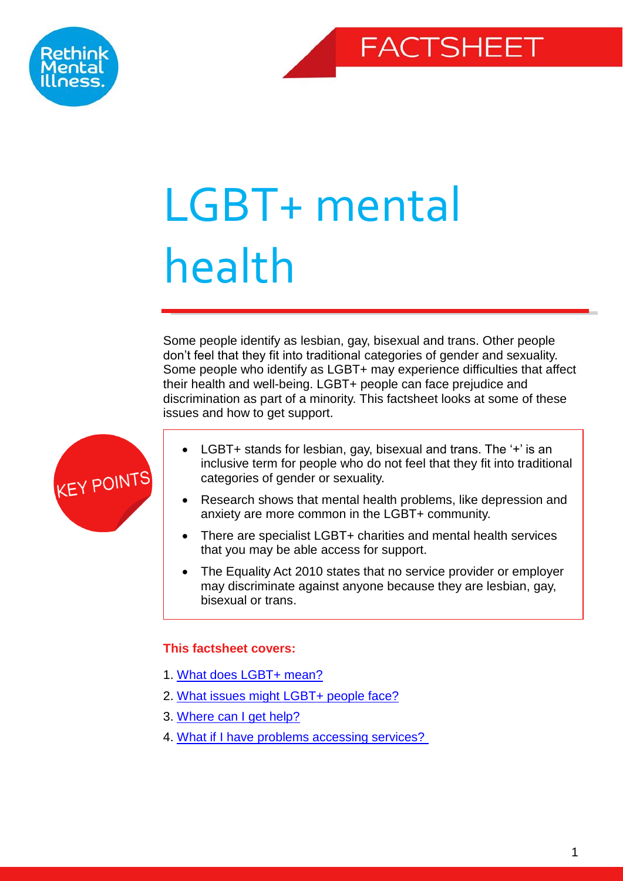FACTSHEET

# LGBT+ mental health

Some people identify as lesbian, gay, bisexual and trans. Other people don't feel that they fit into traditional categories of gender and sexuality. Some people who identify as LGBT+ may experience difficulties that affect their health and well-being. LGBT+ people can face prejudice and discrimination as part of a minority. This factsheet looks at some of these issues and how to get support.

**KEY POINTS**

- LGBT+ stands for lesbian, gay, bisexual and trans. The '+' is an inclusive term for people who do not feel that they fit into traditional categories of gender or sexuality.
- Research shows that mental health problems, like depression and anxiety are more common in the LGBT+ community.
- There are specialist LGBT+ charities and mental health services that you may be able access for support.
- The Equality Act 2010 states that no service provider or employer may discriminate against anyone because they are lesbian, gay, bisexual or trans.

**This factsheet covers:**

1. What does LGBT+ mean?
2. What issues might LGBT+ people face?
3. Where can I get help?
4. What if I have problems accessing services?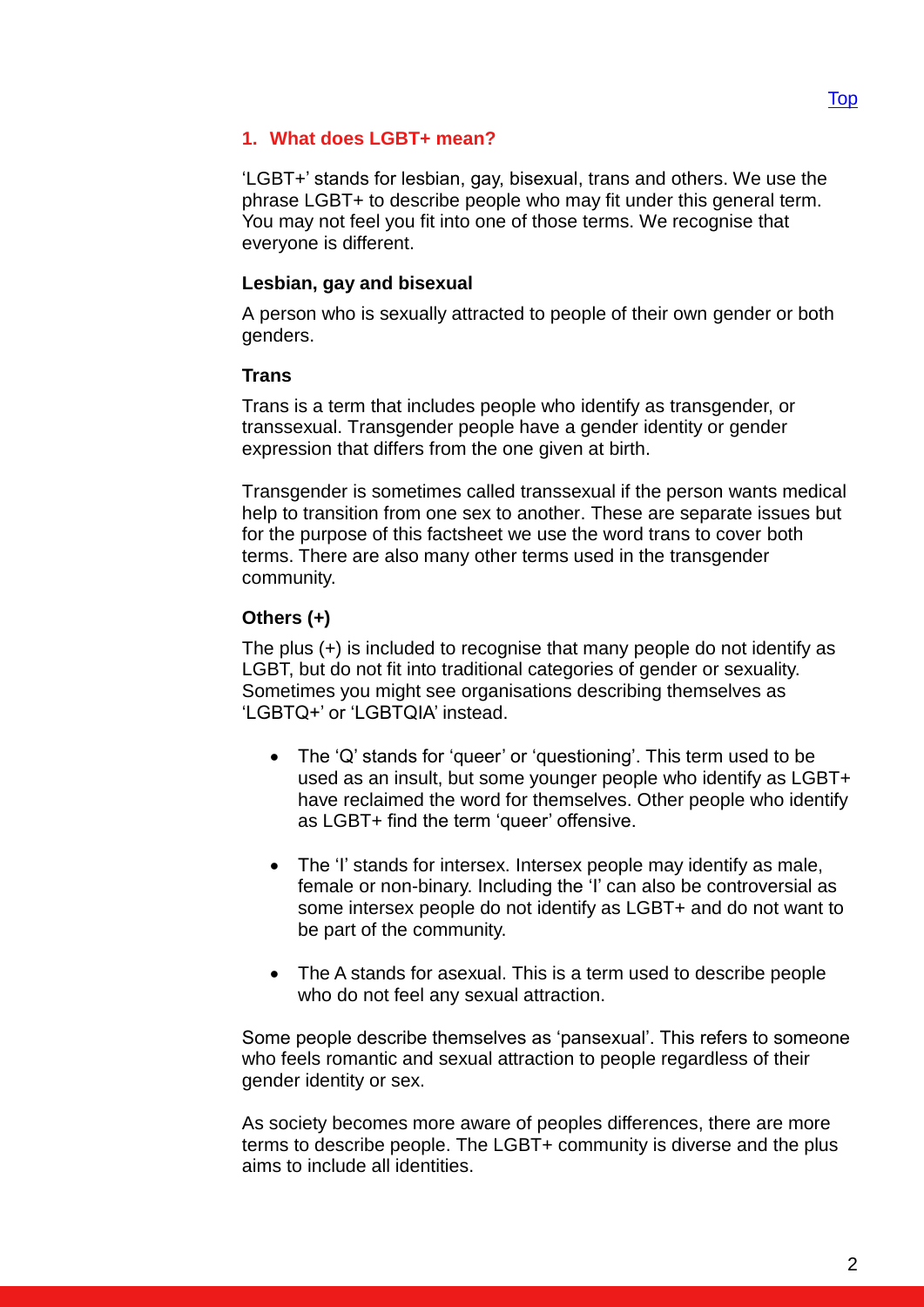## 1. What does LGBT+ mean?

'LGBT+' stands for lesbian, gay, bisexual, trans and others. We use the phrase LGBT+ to describe people who may fit under this general term. You may not feel you fit into one of those terms. We recognise that everyone is different.

**Lesbian, gay and bisexual**

A person who is sexually attracted to people of their own gender or both genders.

**Trans**

Trans is a term that includes people who identify as transgender, or transsexual. Transgender people have a gender identity or gender expression that differs from the one given at birth.

Transgender is sometimes called transsexual if the person wants medical help to transition from one sex to another. These are separate issues but for the purpose of this factsheet we use the word trans to cover both terms. There are also many other terms used in the transgender community.

**Others (+)**

The plus (+) is included to recognise that many people do not identify as LGBT, but do not fit into traditional categories of gender or sexuality. Sometimes you might see organisations describing themselves as 'LGBTQ+' or 'LGBTQIA' instead.

- The 'Q' stands for 'queer' or 'questioning'. This term used to be used as an insult, but some younger people who identify as LGBT+ have reclaimed the word for themselves. Other people who identify as LGBT+ find the term 'queer' offensive.
- The 'I' stands for intersex. Intersex people may identify as male, female or non-binary. Including the 'I' can also be controversial as some intersex people do not identify as LGBT+ and do not want to be part of the community.
- The A stands for asexual. This is a term used to describe people who do not feel any sexual attraction.

Some people describe themselves as 'pansexual'. This refers to someone who feels romantic and sexual attraction to people regardless of their gender identity or sex.

As society becomes more aware of peoples differences, there are more terms to describe people. The LGBT+ community is diverse and the plus aims to include all identities.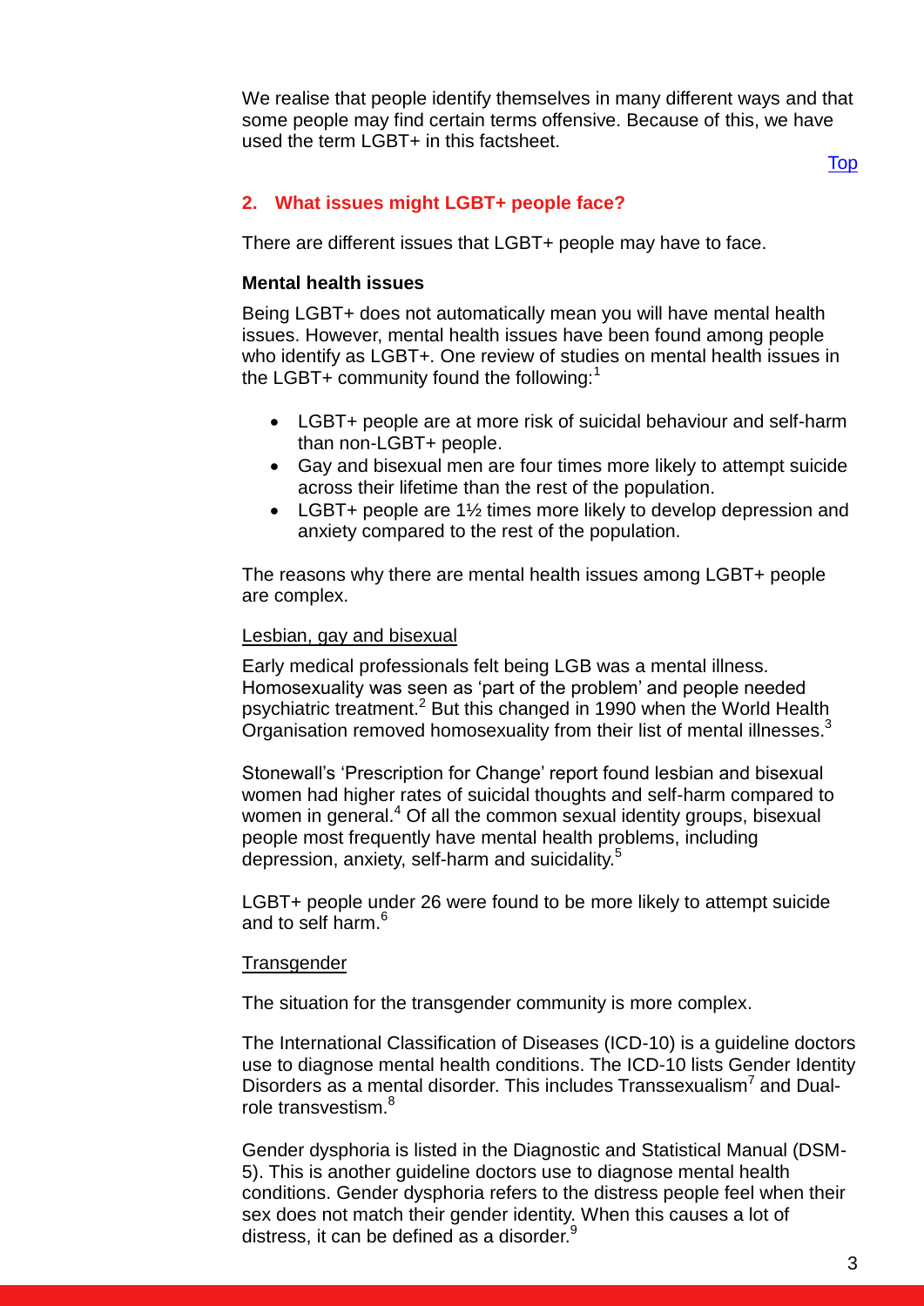We realise that people identify themselves in many different ways and that some people may find certain terms offensive. Because of this, we have used the term LGBT+ in this factsheet.

Top

## 2. What issues might LGBT+ people face?

There are different issues that LGBT+ people may have to face.

### Mental health issues

Being LGBT+ does not automatically mean you will have mental health issues. However, mental health issues have been found among people who identify as LGBT+. One review of studies on mental health issues in the LGBT+ community found the following:[1]

- LGBT+ people are at more risk of suicidal behaviour and self-harm than non-LGBT+ people.
- Gay and bisexual men are four times more likely to attempt suicide across their lifetime than the rest of the population.
- LGBT+ people are 1½ times more likely to develop depression and anxiety compared to the rest of the population.

The reasons why there are mental health issues among LGBT+ people are complex.

<u>Lesbian, gay and bisexual</u>

Early medical professionals felt being LGB was a mental illness. Homosexuality was seen as 'part of the problem' and people needed psychiatric treatment.[2] But this changed in 1990 when the World Health Organisation removed homosexuality from their list of mental illnesses.[3]

Stonewall's 'Prescription for Change' report found lesbian and bisexual women had higher rates of suicidal thoughts and self-harm compared to women in general.[4] Of all the common sexual identity groups, bisexual people most frequently have mental health problems, including depression, anxiety, self-harm and suicidality.[5]

LGBT+ people under 26 were found to be more likely to attempt suicide and to self harm.[6]

<u>Transgender</u>

The situation for the transgender community is more complex.

The International Classification of Diseases (ICD-10) is a guideline doctors use to diagnose mental health conditions. The ICD-10 lists Gender Identity Disorders as a mental disorder. This includes Transsexualism[7] and Dual-role transvestism.[8]

Gender dysphoria is listed in the Diagnostic and Statistical Manual (DSM-5). This is another guideline doctors use to diagnose mental health conditions. Gender dysphoria refers to the distress people feel when their sex does not match their gender identity. When this causes a lot of distress, it can be defined as a disorder.[9]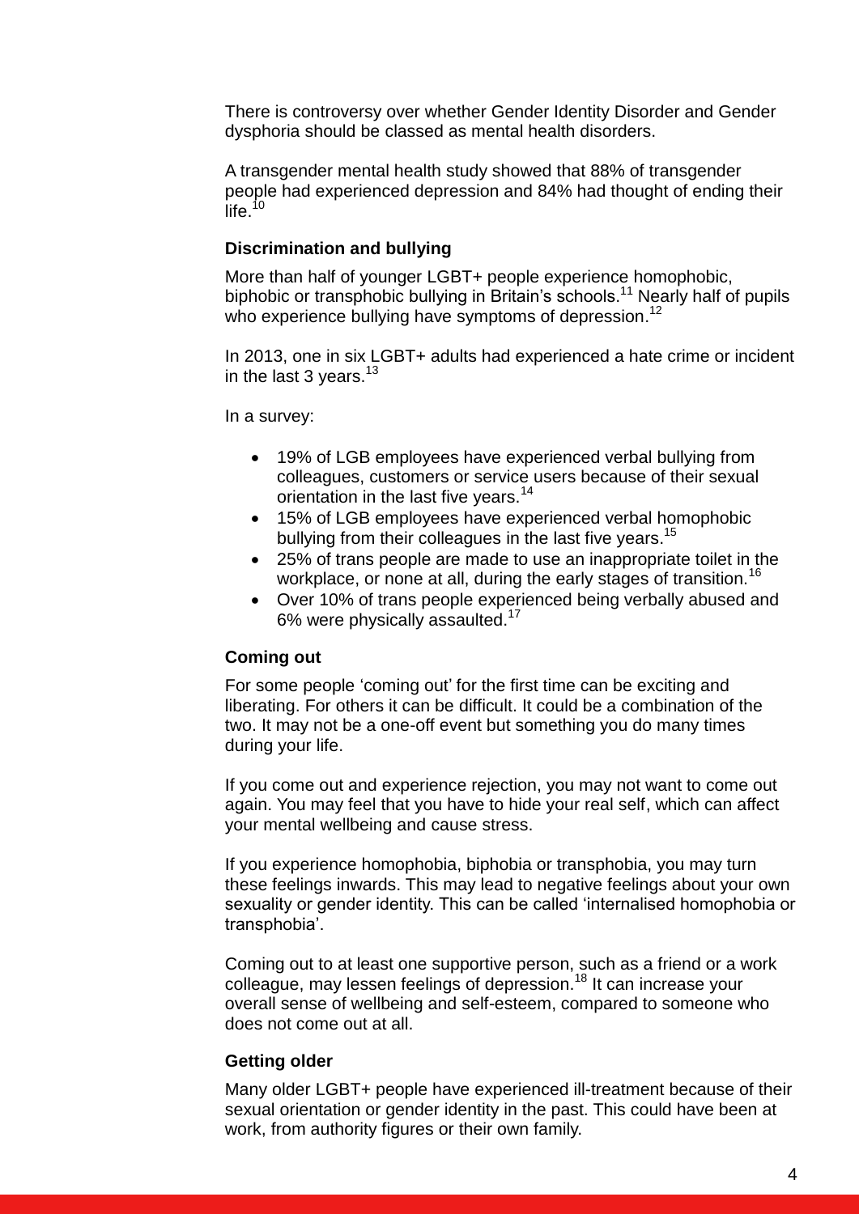There is controversy over whether Gender Identity Disorder and Gender dysphoria should be classed as mental health disorders.

A transgender mental health study showed that 88% of transgender people had experienced depression and 84% had thought of ending their life.[10]

### Discrimination and bullying

More than half of younger LGBT+ people experience homophobic, biphobic or transphobic bullying in Britain's schools.[11] Nearly half of pupils who experience bullying have symptoms of depression.[12]

In 2013, one in six LGBT+ adults had experienced a hate crime or incident in the last 3 years.[13]

In a survey:

- 19% of LGB employees have experienced verbal bullying from colleagues, customers or service users because of their sexual orientation in the last five years.[14]
- 15% of LGB employees have experienced verbal homophobic bullying from their colleagues in the last five years.[15]
- 25% of trans people are made to use an inappropriate toilet in the workplace, or none at all, during the early stages of transition.[16]
- Over 10% of trans people experienced being verbally abused and 6% were physically assaulted.[17]

### Coming out

For some people 'coming out' for the first time can be exciting and liberating. For others it can be difficult. It could be a combination of the two. It may not be a one-off event but something you do many times during your life.

If you come out and experience rejection, you may not want to come out again. You may feel that you have to hide your real self, which can affect your mental wellbeing and cause stress.

If you experience homophobia, biphobia or transphobia, you may turn these feelings inwards. This may lead to negative feelings about your own sexuality or gender identity. This can be called 'internalised homophobia or transphobia'.

Coming out to at least one supportive person, such as a friend or a work colleague, may lessen feelings of depression.[18] It can increase your overall sense of wellbeing and self-esteem, compared to someone who does not come out at all.

### Getting older

Many older LGBT+ people have experienced ill-treatment because of their sexual orientation or gender identity in the past. This could have been at work, from authority figures or their own family.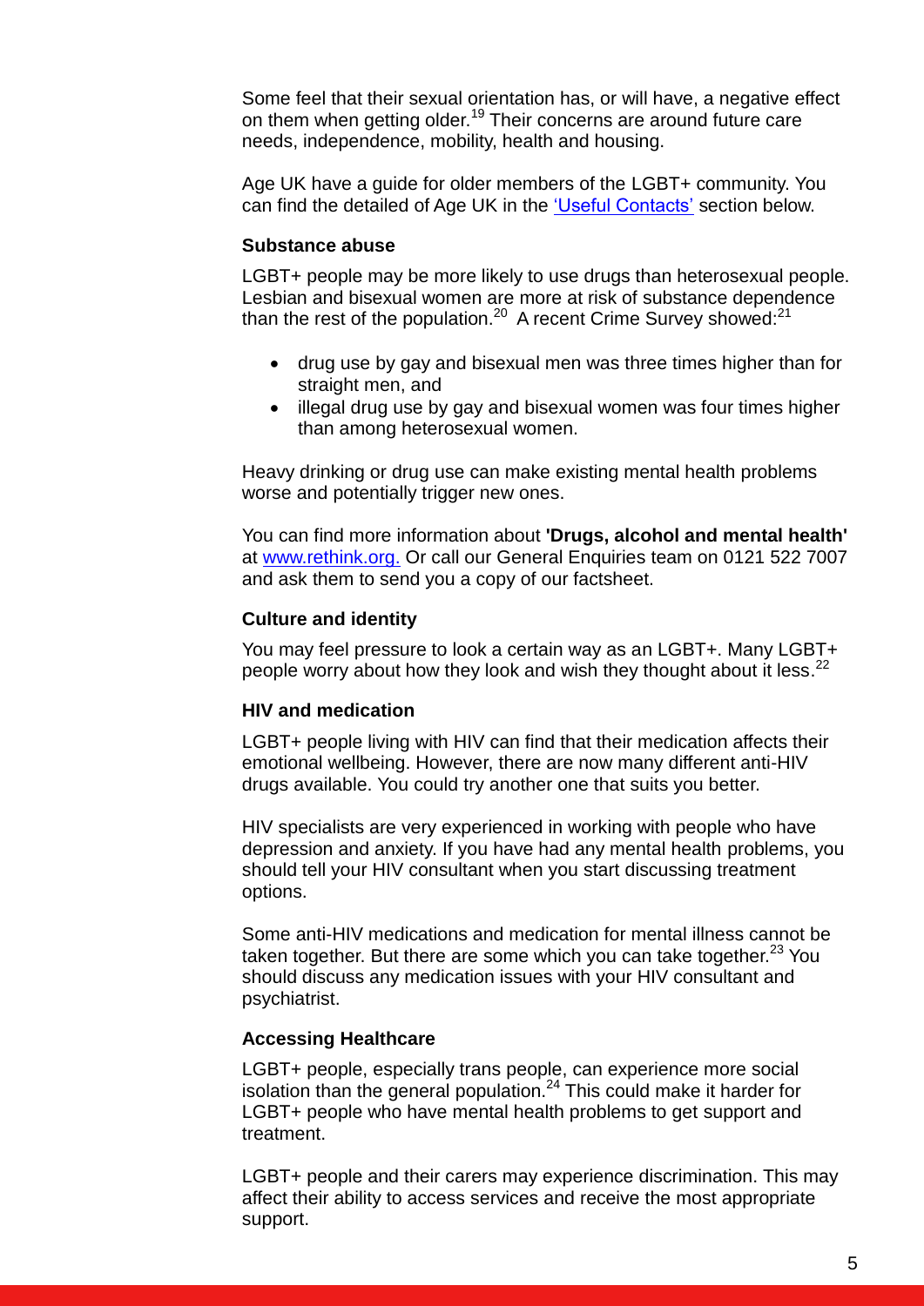Some feel that their sexual orientation has, or will have, a negative effect on them when getting older.[19] Their concerns are around future care needs, independence, mobility, health and housing.

Age UK have a guide for older members of the LGBT+ community. You can find the detailed of Age UK in the 'Useful Contacts' section below.

### Substance abuse

LGBT+ people may be more likely to use drugs than heterosexual people. Lesbian and bisexual women are more at risk of substance dependence than the rest of the population.[20] A recent Crime Survey showed:[21]

- drug use by gay and bisexual men was three times higher than for straight men, and
- illegal drug use by gay and bisexual women was four times higher than among heterosexual women.

Heavy drinking or drug use can make existing mental health problems worse and potentially trigger new ones.

You can find more information about **'Drugs, alcohol and mental health'** at www.rethink.org. Or call our General Enquiries team on 0121 522 7007 and ask them to send you a copy of our factsheet.

### Culture and identity

You may feel pressure to look a certain way as an LGBT+. Many LGBT+ people worry about how they look and wish they thought about it less.[22]

### HIV and medication

LGBT+ people living with HIV can find that their medication affects their emotional wellbeing. However, there are now many different anti-HIV drugs available. You could try another one that suits you better.

HIV specialists are very experienced in working with people who have depression and anxiety. If you have had any mental health problems, you should tell your HIV consultant when you start discussing treatment options.

Some anti-HIV medications and medication for mental illness cannot be taken together. But there are some which you can take together.[23] You should discuss any medication issues with your HIV consultant and psychiatrist.

### Accessing Healthcare

LGBT+ people, especially trans people, can experience more social isolation than the general population.[24] This could make it harder for LGBT+ people who have mental health problems to get support and treatment.

LGBT+ people and their carers may experience discrimination. This may affect their ability to access services and receive the most appropriate support.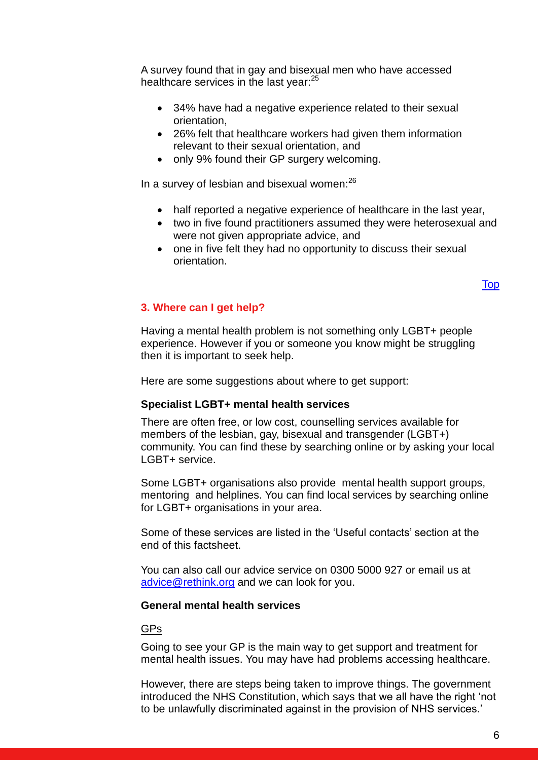A survey found that in gay and bisexual men who have accessed healthcare services in the last year:[25]

- 34% have had a negative experience related to their sexual orientation,
- 26% felt that healthcare workers had given them information relevant to their sexual orientation, and
- only 9% found their GP surgery welcoming.

In a survey of lesbian and bisexual women:[26]

- half reported a negative experience of healthcare in the last year,
- two in five found practitioners assumed they were heterosexual and were not given appropriate advice, and
- one in five felt they had no opportunity to discuss their sexual orientation.

Top

## 3. Where can I get help?

Having a mental health problem is not something only LGBT+ people experience. However if you or someone you know might be struggling then it is important to seek help.

Here are some suggestions about where to get support:

**Specialist LGBT+ mental health services**

There are often free, or low cost, counselling services available for members of the lesbian, gay, bisexual and transgender (LGBT+) community. You can find these by searching online or by asking your local LGBT+ service.

Some LGBT+ organisations also provide mental health support groups, mentoring and helplines. You can find local services by searching online for LGBT+ organisations in your area.

Some of these services are listed in the 'Useful contacts' section at the end of this factsheet.

You can also call our advice service on 0300 5000 927 or email us at advice@rethink.org and we can look for you.

**General mental health services**

GPs

Going to see your GP is the main way to get support and treatment for mental health issues. You may have had problems accessing healthcare.

However, there are steps being taken to improve things. The government introduced the NHS Constitution, which says that we all have the right 'not to be unlawfully discriminated against in the provision of NHS services.'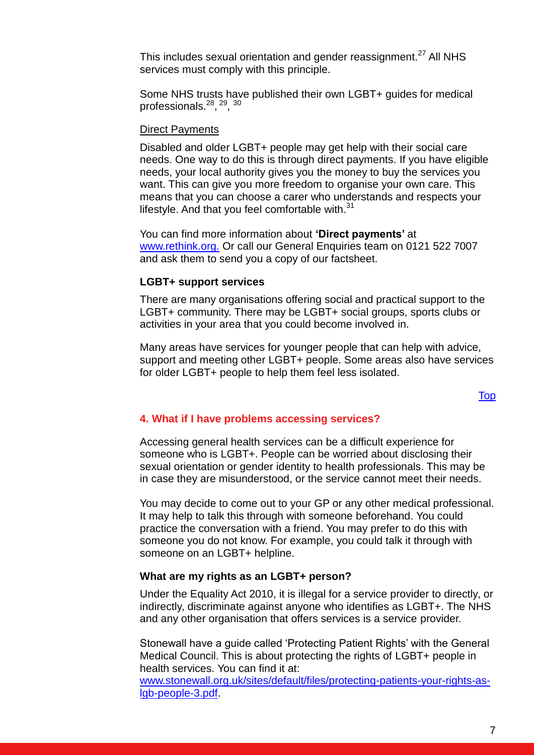This includes sexual orientation and gender reassignment.[27] All NHS services must comply with this principle.

Some NHS trusts have published their own LGBT+ guides for medical professionals.[28], [29], [30]

Direct Payments

Disabled and older LGBT+ people may get help with their social care needs. One way to do this is through direct payments. If you have eligible needs, your local authority gives you the money to buy the services you want. This can give you more freedom to organise your own care. This means that you can choose a carer who understands and respects your lifestyle. And that you feel comfortable with.[31]

You can find more information about **'Direct payments'** at [www.rethink.org.](www.rethink.org) Or call our General Enquiries team on 0121 522 7007 and ask them to send you a copy of our factsheet.

**LGBT+ support services**

There are many organisations offering social and practical support to the LGBT+ community. There may be LGBT+ social groups, sports clubs or activities in your area that you could become involved in.

Many areas have services for younger people that can help with advice, support and meeting other LGBT+ people. Some areas also have services for older LGBT+ people to help them feel less isolated.

Top

## 4. What if I have problems accessing services?

Accessing general health services can be a difficult experience for someone who is LGBT+. People can be worried about disclosing their sexual orientation or gender identity to health professionals. This may be in case they are misunderstood, or the service cannot meet their needs.

You may decide to come out to your GP or any other medical professional. It may help to talk this through with someone beforehand. You could practice the conversation with a friend. You may prefer to do this with someone you do not know. For example, you could talk it through with someone on an LGBT+ helpline.

**What are my rights as an LGBT+ person?**

Under the Equality Act 2010, it is illegal for a service provider to directly, or indirectly, discriminate against anyone who identifies as LGBT+. The NHS and any other organisation that offers services is a service provider.

Stonewall have a guide called 'Protecting Patient Rights' with the General Medical Council. This is about protecting the rights of LGBT+ people in health services. You can find it at: [www.stonewall.org.uk/sites/default/files/protecting-patients-your-rights-as-lgb-people-3.pdf](www.stonewall.org.uk/sites/default/files/protecting-patients-your-rights-as-lgb-people-3.pdf).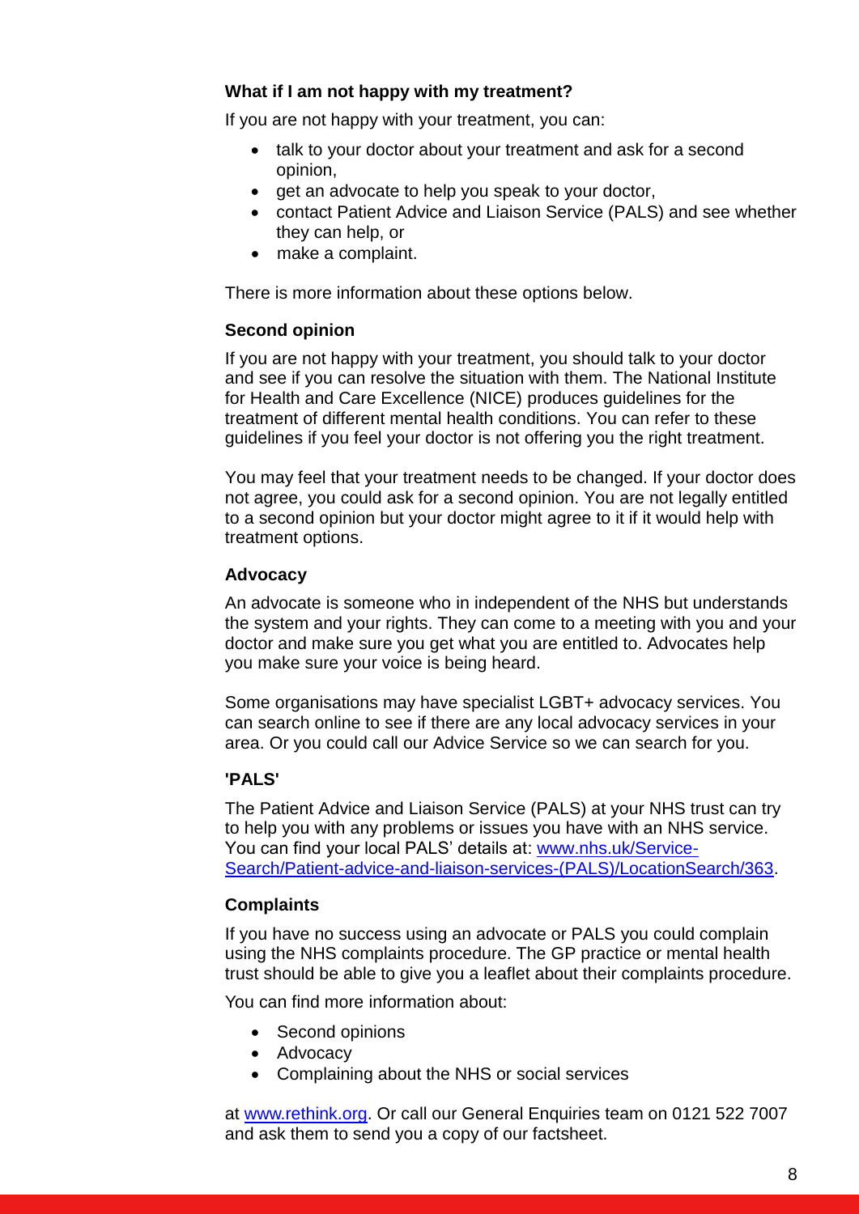### What if I am not happy with my treatment?

If you are not happy with your treatment, you can:

- talk to your doctor about your treatment and ask for a second opinion,
- get an advocate to help you speak to your doctor,
- contact Patient Advice and Liaison Service (PALS) and see whether they can help, or
- make a complaint.

There is more information about these options below.

### Second opinion

If you are not happy with your treatment, you should talk to your doctor and see if you can resolve the situation with them. The National Institute for Health and Care Excellence (NICE) produces guidelines for the treatment of different mental health conditions. You can refer to these guidelines if you feel your doctor is not offering you the right treatment.

You may feel that your treatment needs to be changed. If your doctor does not agree, you could ask for a second opinion. You are not legally entitled to a second opinion but your doctor might agree to it if it would help with treatment options.

### Advocacy

An advocate is someone who in independent of the NHS but understands the system and your rights. They can come to a meeting with you and your doctor and make sure you get what you are entitled to. Advocates help you make sure your voice is being heard.

Some organisations may have specialist LGBT+ advocacy services. You can search online to see if there are any local advocacy services in your area. Or you could call our Advice Service so we can search for you.

### 'PALS'

The Patient Advice and Liaison Service (PALS) at your NHS trust can try to help you with any problems or issues you have with an NHS service. You can find your local PALS' details at: [www.nhs.uk/Service-Search/Patient-advice-and-liaison-services-(PALS)/LocationSearch/363](www.nhs.uk/Service-Search/Patient-advice-and-liaison-services-(PALS)/LocationSearch/363).

### Complaints

If you have no success using an advocate or PALS you could complain using the NHS complaints procedure. The GP practice or mental health trust should be able to give you a leaflet about their complaints procedure.

You can find more information about:

- Second opinions
- Advocacy
- Complaining about the NHS or social services

at [www.rethink.org](www.rethink.org). Or call our General Enquiries team on 0121 522 7007 and ask them to send you a copy of our factsheet.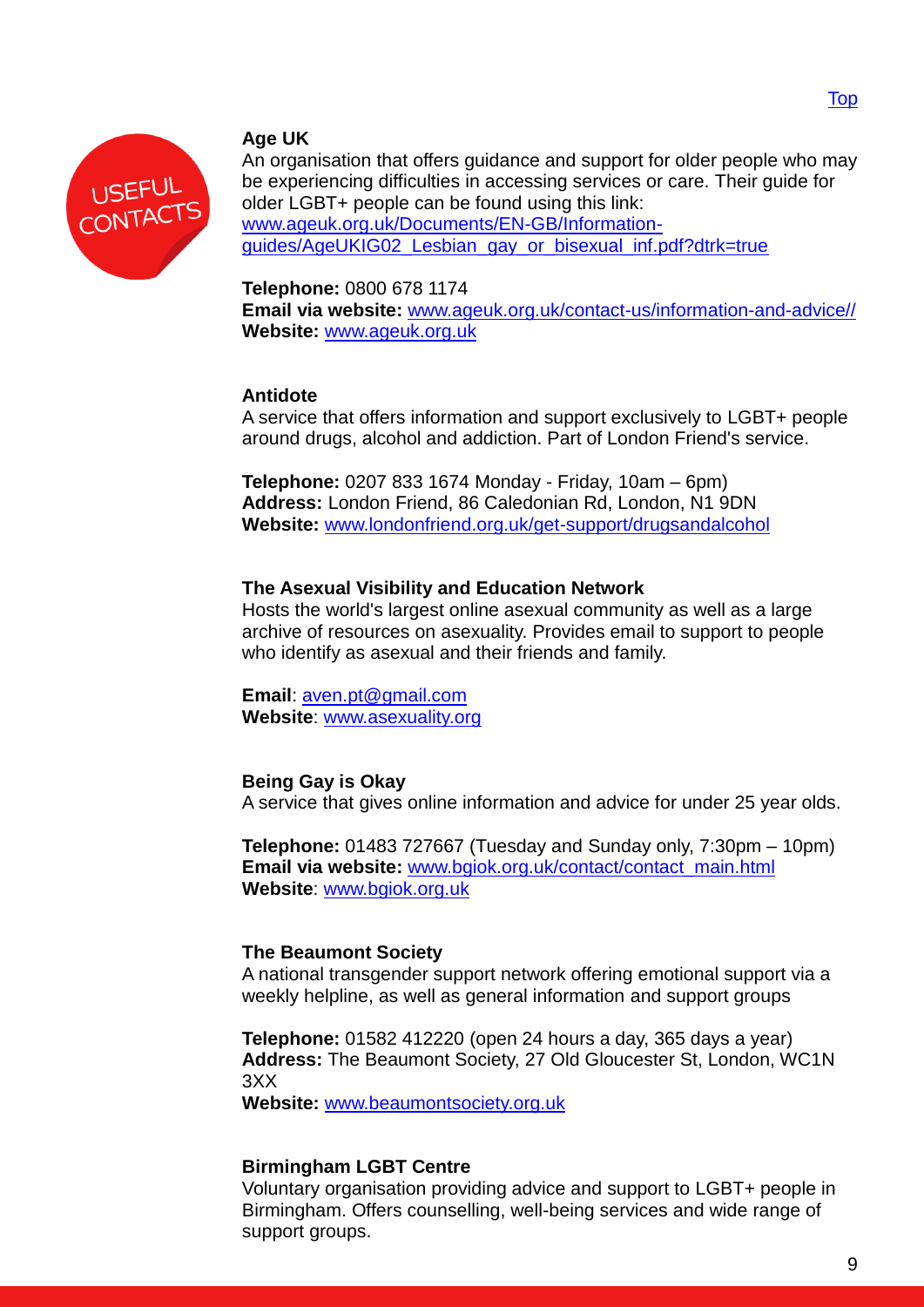## Age UK

An organisation that offers guidance and support for older people who may be experiencing difficulties in accessing services or care. Their guide for older LGBT+ people can be found using this link: www.ageuk.org.uk/Documents/EN-GB/Information-guides/AgeUKIG02_Lesbian_gay_or_bisexual_inf.pdf?dtrk=true

**Telephone:** 0800 678 1174
**Email via website:** www.ageuk.org.uk/contact-us/information-and-advice//
**Website:** www.ageuk.org.uk

## Antidote

A service that offers information and support exclusively to LGBT+ people around drugs, alcohol and addiction. Part of London Friend's service.

**Telephone:** 0207 833 1674 Monday - Friday, 10am – 6pm)
**Address:** London Friend, 86 Caledonian Rd, London, N1 9DN
**Website:** www.londonfriend.org.uk/get-support/drugsandalcohol

## The Asexual Visibility and Education Network

Hosts the world's largest online asexual community as well as a large archive of resources on asexuality. Provides email to support to people who identify as asexual and their friends and family.

**Email**: aven.pt@gmail.com
**Website**: www.asexuality.org

## Being Gay is Okay

A service that gives online information and advice for under 25 year olds.

**Telephone:** 01483 727667 (Tuesday and Sunday only, 7:30pm – 10pm)
**Email via website:** www.bgiok.org.uk/contact/contact_main.html
**Website**: www.bgiok.org.uk

## The Beaumont Society

A national transgender support network offering emotional support via a weekly helpline, as well as general information and support groups

**Telephone:** 01582 412220 (open 24 hours a day, 365 days a year)
**Address:** The Beaumont Society, 27 Old Gloucester St, London, WC1N 3XX
**Website:** www.beaumontsociety.org.uk

## Birmingham LGBT Centre

Voluntary organisation providing advice and support to LGBT+ people in Birmingham. Offers counselling, well-being services and wide range of support groups.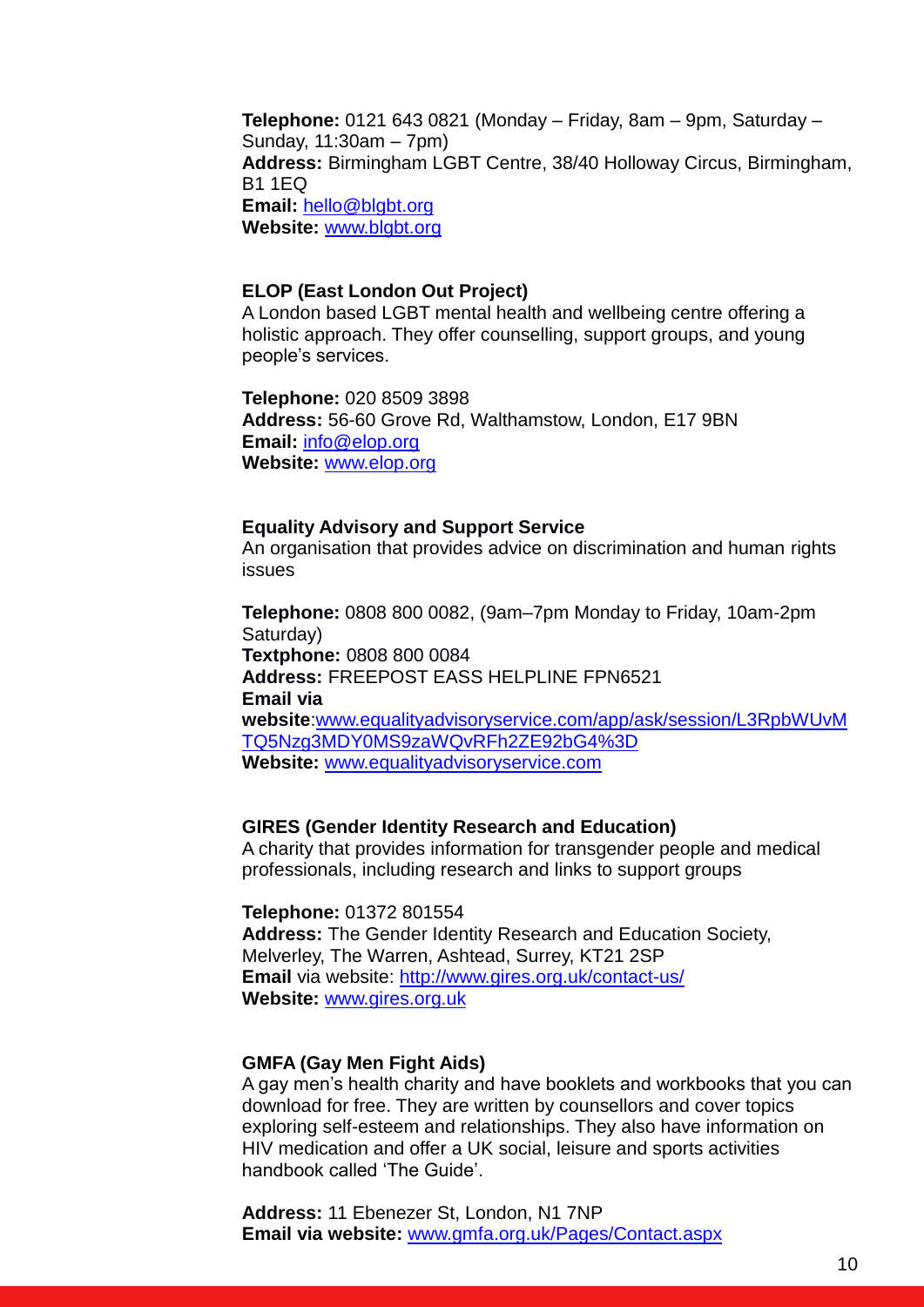**Telephone:** 0121 643 0821 (Monday – Friday, 8am – 9pm, Saturday – Sunday, 11:30am – 7pm)
**Address:** Birmingham LGBT Centre, 38/40 Holloway Circus, Birmingham, B1 1EQ
**Email:** hello@blgbt.org
**Website:** www.blgbt.org

**ELOP (East London Out Project)**
A London based LGBT mental health and wellbeing centre offering a holistic approach. They offer counselling, support groups, and young people's services.

**Telephone:** 020 8509 3898
**Address:** 56-60 Grove Rd, Walthamstow, London, E17 9BN
**Email:** info@elop.org
**Website:** www.elop.org

**Equality Advisory and Support Service**
An organisation that provides advice on discrimination and human rights issues

**Telephone:** 0808 800 0082, (9am–7pm Monday to Friday, 10am-2pm Saturday)
**Textphone:** 0808 800 0084
**Address:** FREEPOST EASS HELPLINE FPN6521
**Email via website**:www.equalityadvisoryservice.com/app/ask/session/L3RpbWUvMTQ5Nzg3MDY0MS9zaWQvRFh2ZE92bG4%3D
**Website:** www.equalityadvisoryservice.com

**GIRES (Gender Identity Research and Education)**
A charity that provides information for transgender people and medical professionals, including research and links to support groups

**Telephone:** 01372 801554
**Address:** The Gender Identity Research and Education Society, Melverley, The Warren, Ashtead, Surrey, KT21 2SP
**Email** via website: http://www.gires.org.uk/contact-us/
**Website:** www.gires.org.uk

**GMFA (Gay Men Fight Aids)**
A gay men's health charity and have booklets and workbooks that you can download for free. They are written by counsellors and cover topics exploring self-esteem and relationships. They also have information on HIV medication and offer a UK social, leisure and sports activities handbook called 'The Guide'.

**Address:** 11 Ebenezer St, London, N1 7NP
**Email via website:** www.gmfa.org.uk/Pages/Contact.aspx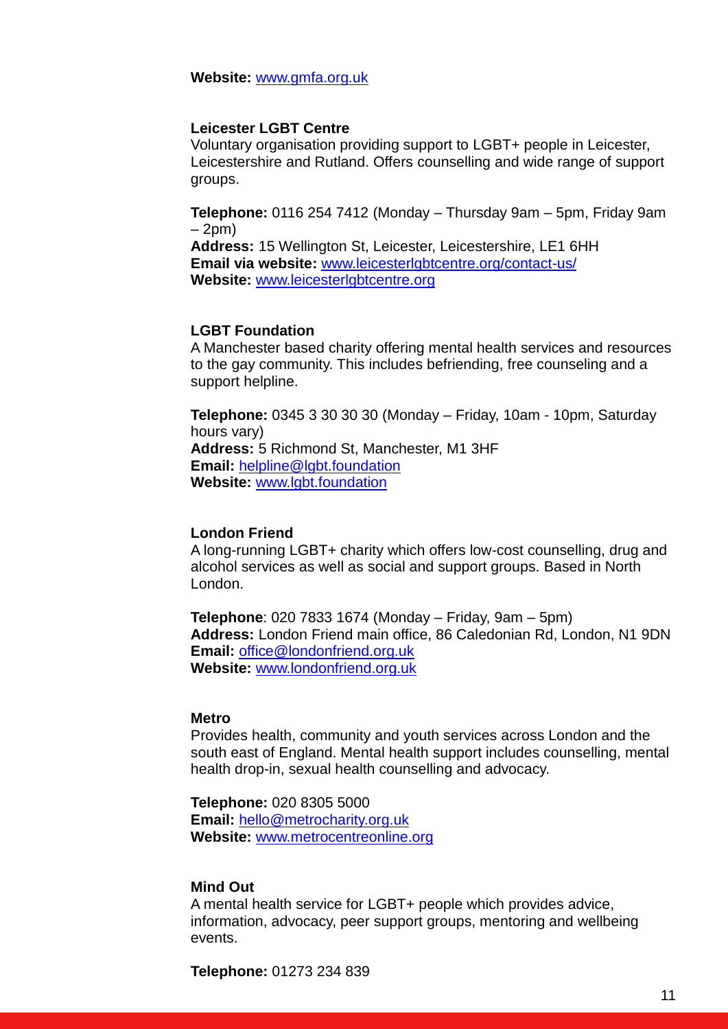**Website:** www.gmfa.org.uk

**Leicester LGBT Centre**
Voluntary organisation providing support to LGBT+ people in Leicester, Leicestershire and Rutland. Offers counselling and wide range of support groups.

**Telephone:** 0116 254 7412 (Monday – Thursday 9am – 5pm, Friday 9am – 2pm)
**Address:** 15 Wellington St, Leicester, Leicestershire, LE1 6HH
**Email via website:** www.leicesterlgbtcentre.org/contact-us/
**Website:** www.leicesterlgbtcentre.org

**LGBT Foundation**
A Manchester based charity offering mental health services and resources to the gay community. This includes befriending, free counseling and a support helpline.

**Telephone:** 0345 3 30 30 30 (Monday – Friday, 10am - 10pm, Saturday hours vary)
**Address:** 5 Richmond St, Manchester, M1 3HF
**Email:** helpline@lgbt.foundation
**Website:** www.lgbt.foundation

**London Friend**
A long-running LGBT+ charity which offers low-cost counselling, drug and alcohol services as well as social and support groups. Based in North London.

**Telephone**: 020 7833 1674 (Monday – Friday, 9am – 5pm)
**Address:** London Friend main office, 86 Caledonian Rd, London, N1 9DN
**Email:** office@londonfriend.org.uk
**Website:** www.londonfriend.org.uk

**Metro**
Provides health, community and youth services across London and the south east of England. Mental health support includes counselling, mental health drop-in, sexual health counselling and advocacy.

**Telephone:** 020 8305 5000
**Email:** hello@metrocharity.org.uk
**Website:** www.metrocentreonline.org

**Mind Out**
A mental health service for LGBT+ people which provides advice, information, advocacy, peer support groups, mentoring and wellbeing events.

**Telephone:** 01273 234 839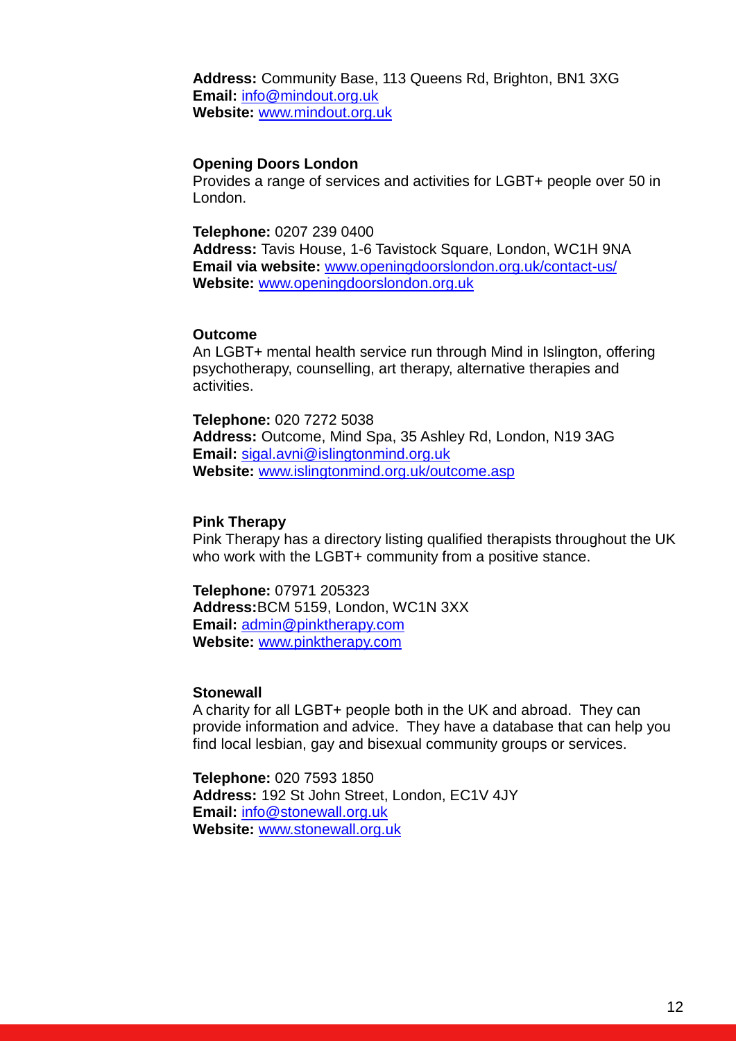**Address:** Community Base, 113 Queens Rd, Brighton, BN1 3XG
**Email:** info@mindout.org.uk
**Website:** www.mindout.org.uk

### Opening Doors London

Provides a range of services and activities for LGBT+ people over 50 in London.

**Telephone:** 0207 239 0400
**Address:** Tavis House, 1-6 Tavistock Square, London, WC1H 9NA
**Email via website:** www.openingdoorslondon.org.uk/contact-us/
**Website:** www.openingdoorslondon.org.uk

### Outcome

An LGBT+ mental health service run through Mind in Islington, offering psychotherapy, counselling, art therapy, alternative therapies and activities.

**Telephone:** 020 7272 5038
**Address:** Outcome, Mind Spa, 35 Ashley Rd, London, N19 3AG
**Email:** sigal.avni@islingtonmind.org.uk
**Website:** www.islingtonmind.org.uk/outcome.asp

### Pink Therapy

Pink Therapy has a directory listing qualified therapists throughout the UK who work with the LGBT+ community from a positive stance.

**Telephone:** 07971 205323
**Address:**BCM 5159, London, WC1N 3XX
**Email:** admin@pinktherapy.com
**Website:** www.pinktherapy.com

### Stonewall

A charity for all LGBT+ people both in the UK and abroad. They can provide information and advice. They have a database that can help you find local lesbian, gay and bisexual community groups or services.

**Telephone:** 020 7593 1850
**Address:** 192 St John Street, London, EC1V 4JY
**Email:** info@stonewall.org.uk
**Website:** www.stonewall.org.uk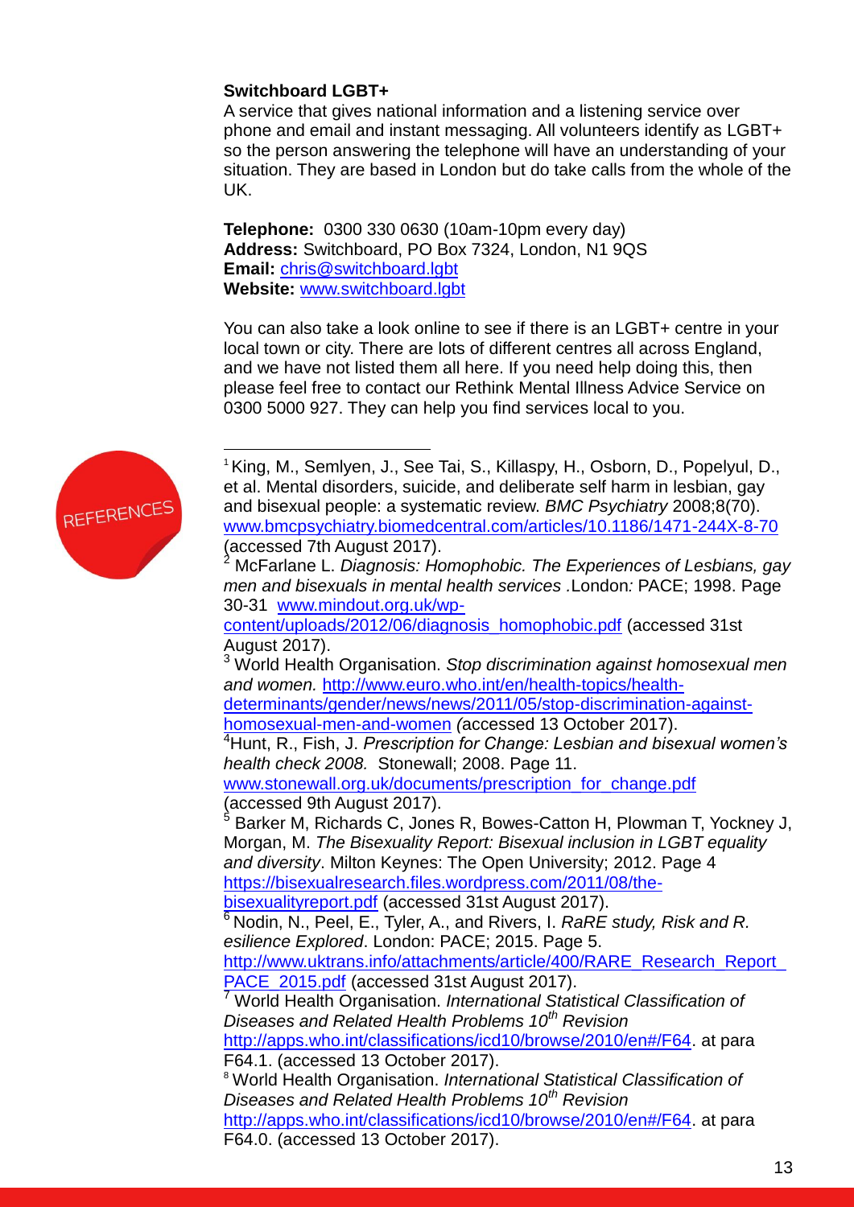**Switchboard LGBT+**

A service that gives national information and a listening service over phone and email and instant messaging. All volunteers identify as LGBT+ so the person answering the telephone will have an understanding of your situation. They are based in London but do take calls from the whole of the UK.

**Telephone:** 0300 330 0630 (10am-10pm every day)
**Address:** Switchboard, PO Box 7324, London, N1 9QS
**Email:** chris@switchboard.lgbt
**Website:** www.switchboard.lgbt

You can also take a look online to see if there is an LGBT+ centre in your local town or city. There are lots of different centres all across England, and we have not listed them all here. If you need help doing this, then please feel free to contact our Rethink Mental Illness Advice Service on 0300 5000 927. They can help you find services local to you.

REFERENCES

[1] King, M., Semlyen, J., See Tai, S., Killaspy, H., Osborn, D., Popelyul, D., et al. Mental disorders, suicide, and deliberate self harm in lesbian, gay and bisexual people: a systematic review. *BMC Psychiatry* 2008;8(70). www.bmcpsychiatry.biomedcentral.com/articles/10.1186/1471-244X-8-70 (accessed 7th August 2017).

[2] McFarlane L. *Diagnosis: Homophobic. The Experiences of Lesbians, gay men and bisexuals in mental health services* .London*:* PACE; 1998. Page 30-31 www.mindout.org.uk/wp-content/uploads/2012/06/diagnosis_homophobic.pdf (accessed 31st August 2017).

[3] World Health Organisation. *Stop discrimination against homosexual men and women.* http://www.euro.who.int/en/health-topics/health-determinants/gender/news/news/2011/05/stop-discrimination-against-homosexual-men-and-women *(*accessed 13 October 2017).

[4] Hunt, R., Fish, J. *Prescription for Change: Lesbian and bisexual women's health check 2008.* Stonewall; 2008. Page 11. www.stonewall.org.uk/documents/prescription_for_change.pdf (accessed 9th August 2017).

[5] Barker M, Richards C, Jones R, Bowes-Catton H, Plowman T, Yockney J, Morgan, M. *The Bisexuality Report: Bisexual inclusion in LGBT equality and diversity*. Milton Keynes: The Open University; 2012. Page 4 https://bisexualresearch.files.wordpress.com/2011/08/the-bisexualityreport.pdf (accessed 31st August 2017).

[6] Nodin, N., Peel, E., Tyler, A., and Rivers, I. *RaRE study, Risk and R. esilience Explored*. London: PACE; 2015. Page 5. http://www.uktrans.info/attachments/article/400/RARE_Research_Report_PACE_2015.pdf (accessed 31st August 2017).

[7] World Health Organisation. *International Statistical Classification of Diseases and Related Health Problems 10th Revision* http://apps.who.int/classifications/icd10/browse/2010/en#/F64. at para F64.1. (accessed 13 October 2017).

[8] World Health Organisation. *International Statistical Classification of Diseases and Related Health Problems 10th Revision* http://apps.who.int/classifications/icd10/browse/2010/en#/F64. at para F64.0. (accessed 13 October 2017).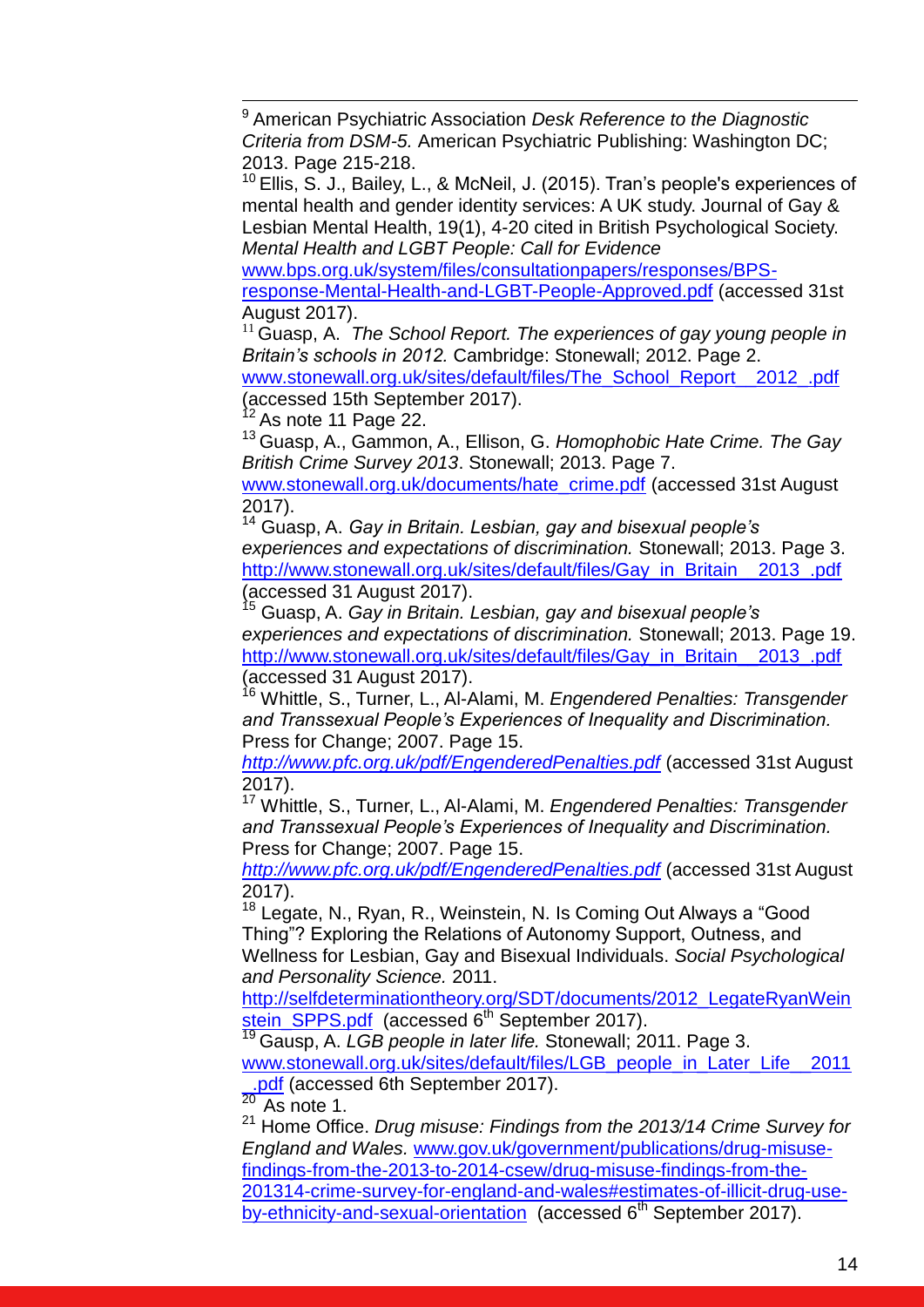[9] American Psychiatric Association *Desk Reference to the Diagnostic Criteria from DSM-5.* American Psychiatric Publishing: Washington DC; 2013. Page 215-218.

[10] Ellis, S. J., Bailey, L., & McNeil, J. (2015). Tran's people's experiences of mental health and gender identity services: A UK study. Journal of Gay & Lesbian Mental Health, 19(1), 4-20 cited in British Psychological Society. *Mental Health and LGBT People: Call for Evidence* www.bps.org.uk/system/files/consultationpapers/responses/BPS-response-Mental-Health-and-LGBT-People-Approved.pdf (accessed 31st August 2017).

[11] Guasp, A. *The School Report. The experiences of gay young people in Britain's schools in 2012.* Cambridge: Stonewall; 2012. Page 2. www.stonewall.org.uk/sites/default/files/The_School_Report__2012_.pdf (accessed 15th September 2017).

[12] As note 11 Page 22.

[13] Guasp, A., Gammon, A., Ellison, G. *Homophobic Hate Crime. The Gay British Crime Survey 2013*. Stonewall; 2013. Page 7. www.stonewall.org.uk/documents/hate_crime.pdf (accessed 31st August 2017).

[14] Guasp, A. *Gay in Britain. Lesbian, gay and bisexual people's experiences and expectations of discrimination.* Stonewall; 2013. Page 3. http://www.stonewall.org.uk/sites/default/files/Gay_in_Britain__2013_.pdf (accessed 31 August 2017).

[15] Guasp, A. *Gay in Britain. Lesbian, gay and bisexual people's experiences and expectations of discrimination.* Stonewall; 2013. Page 19. http://www.stonewall.org.uk/sites/default/files/Gay_in_Britain__2013_.pdf (accessed 31 August 2017).

[16] Whittle, S., Turner, L., Al-Alami, M. *Engendered Penalties: Transgender and Transsexual People's Experiences of Inequality and Discrimination.* Press for Change; 2007. Page 15. *http://www.pfc.org.uk/pdf/EngenderedPenalties.pdf* (accessed 31st August 2017).

[17] Whittle, S., Turner, L., Al-Alami, M. *Engendered Penalties: Transgender and Transsexual People's Experiences of Inequality and Discrimination.* Press for Change; 2007. Page 15. *http://www.pfc.org.uk/pdf/EngenderedPenalties.pdf* (accessed 31st August 2017).

[18] Legate, N., Ryan, R., Weinstein, N. Is Coming Out Always a "Good Thing"? Exploring the Relations of Autonomy Support, Outness, and Wellness for Lesbian, Gay and Bisexual Individuals. *Social Psychological and Personality Science.* 2011. http://selfdeterminationtheory.org/SDT/documents/2012_LegateRyanWeinstein_SPPS.pdf (accessed 6th September 2017).

[19] Gausp, A. *LGB people in later life.* Stonewall; 2011. Page 3. www.stonewall.org.uk/sites/default/files/LGB_people_in_Later_Life__2011_.pdf (accessed 6th September 2017).

[20] As note 1.

[21] Home Office. *Drug misuse: Findings from the 2013/14 Crime Survey for England and Wales.* www.gov.uk/government/publications/drug-misuse-findings-from-the-2013-to-2014-csew/drug-misuse-findings-from-the-201314-crime-survey-for-england-and-wales#estimates-of-illicit-drug-use-by-ethnicity-and-sexual-orientation (accessed 6th September 2017).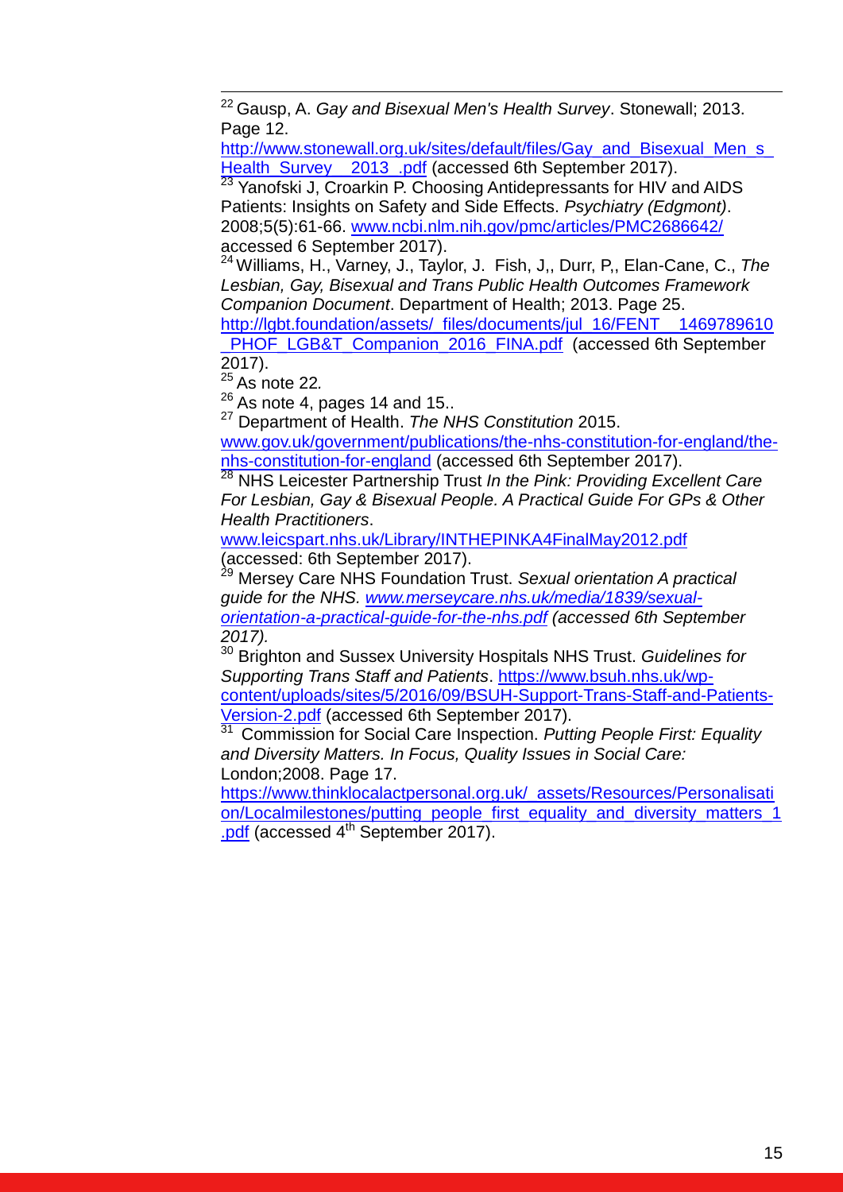[22] Gausp, A. *Gay and Bisexual Men's Health Survey*. Stonewall; 2013. Page 12. http://www.stonewall.org.uk/sites/default/files/Gay_and_Bisexual_Men_s_Health_Survey__2013_.pdf (accessed 6th September 2017).

[23] Yanofski J, Croarkin P. Choosing Antidepressants for HIV and AIDS Patients: Insights on Safety and Side Effects. *Psychiatry (Edgmont)*. 2008;5(5):61-66. www.ncbi.nlm.nih.gov/pmc/articles/PMC2686642/ accessed 6 September 2017).

[24] Williams, H., Varney, J., Taylor, J. Fish, J,, Durr, P,, Elan-Cane, C., *The Lesbian, Gay, Bisexual and Trans Public Health Outcomes Framework Companion Document*. Department of Health; 2013. Page 25. http://lgbt.foundation/assets/_files/documents/jul_16/FENT__1469789610_PHOF_LGB&T_Companion_2016_FINA.pdf (accessed 6th September 2017).

[25] As note 22*.*

[26] As note 4, pages 14 and 15..

[27] Department of Health. *The NHS Constitution* 2015. www.gov.uk/government/publications/the-nhs-constitution-for-england/the-nhs-constitution-for-england (accessed 6th September 2017).

[28] NHS Leicester Partnership Trust *In the Pink: Providing Excellent Care For Lesbian, Gay & Bisexual People. A Practical Guide For GPs & Other Health Practitioners*. www.leicspart.nhs.uk/Library/INTHEPINKA4FinalMay2012.pdf (accessed: 6th September 2017).

[29] Mersey Care NHS Foundation Trust. *Sexual orientation A practical guide for the NHS. www.merseycare.nhs.uk/media/1839/sexual-orientation-a-practical-guide-for-the-nhs.pdf (accessed 6th September 2017).*

[30] Brighton and Sussex University Hospitals NHS Trust. *Guidelines for Supporting Trans Staff and Patients*. https://www.bsuh.nhs.uk/wp-content/uploads/sites/5/2016/09/BSUH-Support-Trans-Staff-and-Patients-Version-2.pdf (accessed 6th September 2017).

[31] Commission for Social Care Inspection. *Putting People First: Equality and Diversity Matters. In Focus, Quality Issues in Social Care:* London;2008. Page 17. https://www.thinklocalactpersonal.org.uk/_assets/Resources/Personalisation/Localmilestones/putting_people_first_equality_and_diversity_matters_1.pdf (accessed 4th September 2017).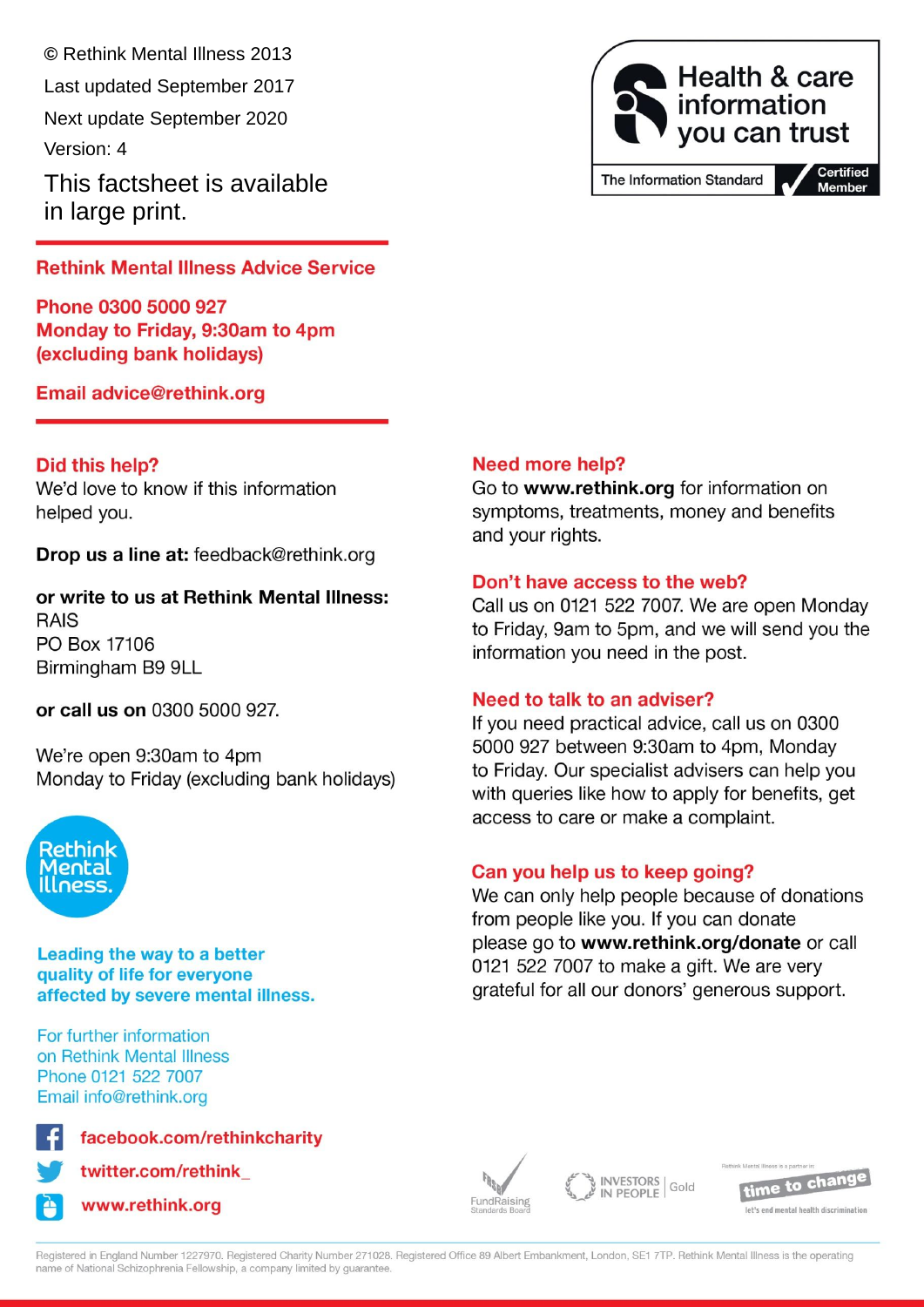© Rethink Mental Illness 2013

Last updated September 2017

Next update September 2020

Version: 4

This factsheet is available in large print.

Health & care information you can trust

The Information Standard — Certified Member

**Rethink Mental Illness Advice Service**

**Phone 0300 5000 927**
**Monday to Friday, 9:30am to 4pm (excluding bank holidays)**

**Email advice@rethink.org**

## Did this help?

We'd love to know if this information helped you.

**Drop us a line at:** feedback@rethink.org

**or write to us at Rethink Mental Illness:**
RAIS
PO Box 17106
Birmingham B9 9LL

**or call us on** 0300 5000 927.

We're open 9:30am to 4pm
Monday to Friday (excluding bank holidays)

Rethink Mental Illness.

**Leading the way to a better quality of life for everyone affected by severe mental illness.**

For further information on Rethink Mental Illness
Phone 0121 522 7007
Email info@rethink.org

**facebook.com/rethinkcharity**

**twitter.com/rethink_**

**www.rethink.org**

## Need more help?

Go to **www.rethink.org** for information on symptoms, treatments, money and benefits and your rights.

## Don't have access to the web?

Call us on 0121 522 7007. We are open Monday to Friday, 9am to 5pm, and we will send you the information you need in the post.

## Need to talk to an adviser?

If you need practical advice, call us on 0300 5000 927 between 9:30am to 4pm, Monday to Friday. Our specialist advisers can help you with queries like how to apply for benefits, get access to care or make a complaint.

## Can you help us to keep going?

We can only help people because of donations from people like you. If you can donate please go to **www.rethink.org/donate** or call 0121 522 7007 to make a gift. We are very grateful for all our donors' generous support.

FundRaising Standards Board | INVESTORS IN PEOPLE Gold | Rethink Mental Illness is a partner in time to change — let's end mental health discrimination

Registered in England Number 1227970. Registered Charity Number 271028. Registered Office 89 Albert Embankment, London, SE1 7TP. Rethink Mental Illness is the operating name of National Schizophrenia Fellowship, a company limited by guarantee.